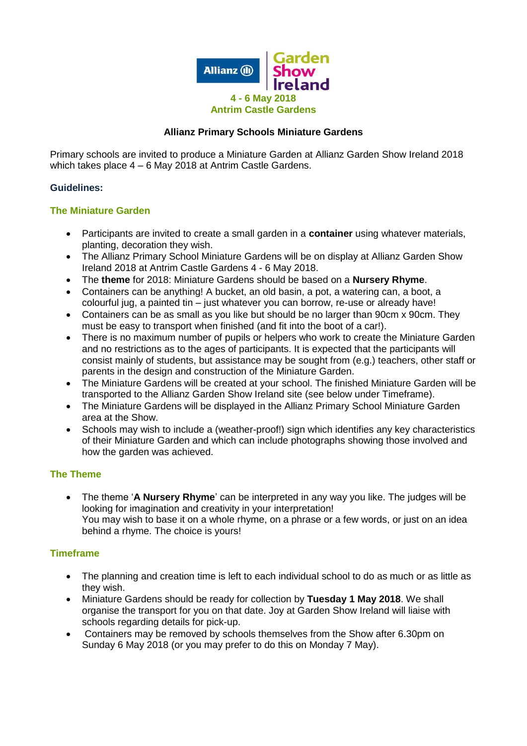Allianz | Garden Show Ireland

**4 - 6 May 2018**
**Antrim Castle Gardens**

# Allianz Primary Schools Miniature Gardens

Primary schools are invited to produce a Miniature Garden at Allianz Garden Show Ireland 2018 which takes place 4 – 6 May 2018 at Antrim Castle Gardens.

## Guidelines:

### The Miniature Garden

- Participants are invited to create a small garden in a **container** using whatever materials, planting, decoration they wish.
- The Allianz Primary School Miniature Gardens will be on display at Allianz Garden Show Ireland 2018 at Antrim Castle Gardens 4 - 6 May 2018.
- The **theme** for 2018: Miniature Gardens should be based on a **Nursery Rhyme**.
- Containers can be anything! A bucket, an old basin, a pot, a watering can, a boot, a colourful jug, a painted tin – just whatever you can borrow, re-use or already have!
- Containers can be as small as you like but should be no larger than 90cm x 90cm. They must be easy to transport when finished (and fit into the boot of a car!).
- There is no maximum number of pupils or helpers who work to create the Miniature Garden and no restrictions as to the ages of participants. It is expected that the participants will consist mainly of students, but assistance may be sought from (e.g.) teachers, other staff or parents in the design and construction of the Miniature Garden.
- The Miniature Gardens will be created at your school. The finished Miniature Garden will be transported to the Allianz Garden Show Ireland site (see below under Timeframe).
- The Miniature Gardens will be displayed in the Allianz Primary School Miniature Garden area at the Show.
- Schools may wish to include a (weather-proof!) sign which identifies any key characteristics of their Miniature Garden and which can include photographs showing those involved and how the garden was achieved.

### The Theme

- The theme '**A Nursery Rhyme**' can be interpreted in any way you like. The judges will be looking for imagination and creativity in your interpretation!
  You may wish to base it on a whole rhyme, on a phrase or a few words, or just on an idea behind a rhyme. The choice is yours!

### Timeframe

- The planning and creation time is left to each individual school to do as much or as little as they wish.
- Miniature Gardens should be ready for collection by **Tuesday 1 May 2018**. We shall organise the transport for you on that date. Joy at Garden Show Ireland will liaise with schools regarding details for pick-up.
- Containers may be removed by schools themselves from the Show after 6.30pm on Sunday 6 May 2018 (or you may prefer to do this on Monday 7 May).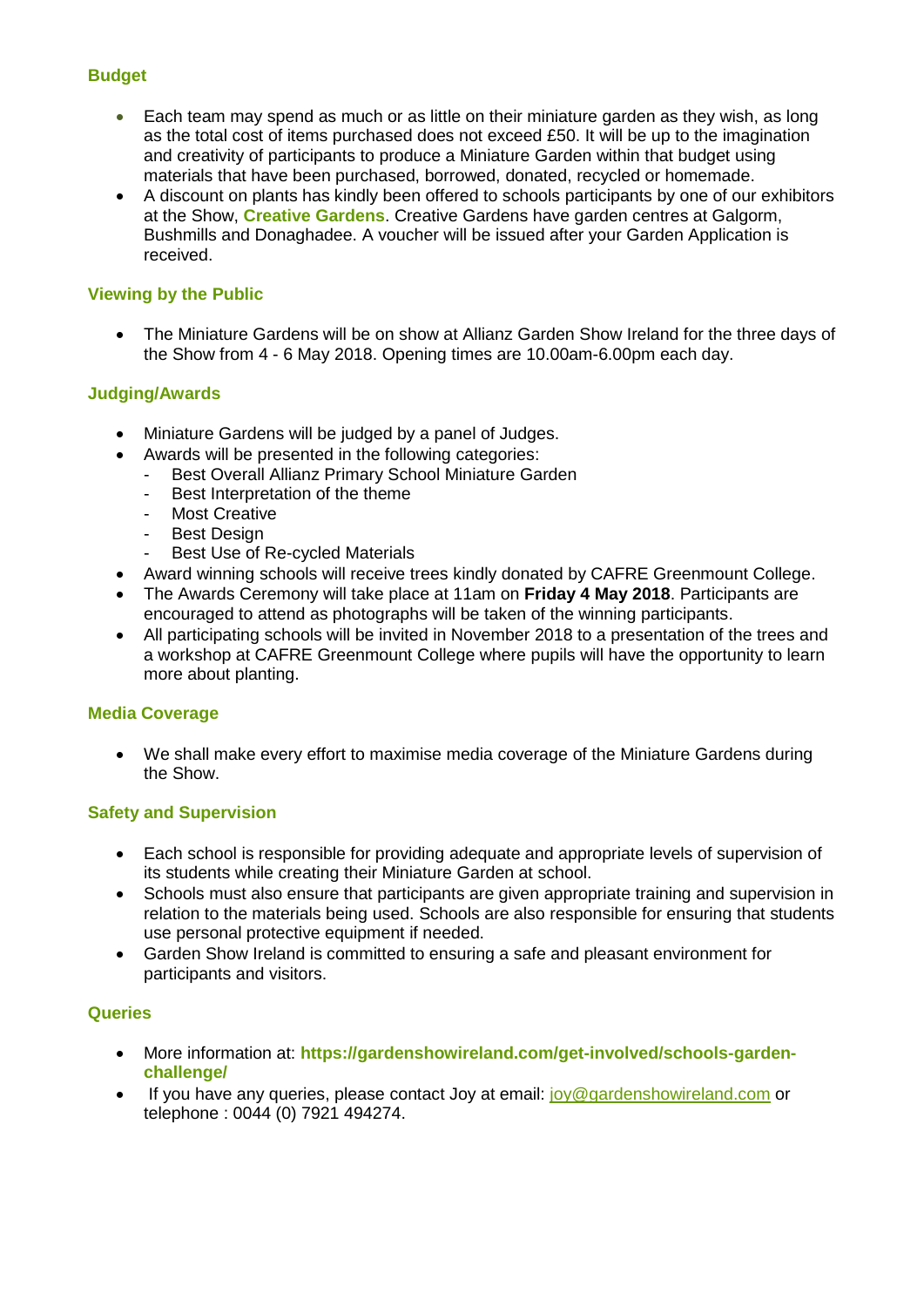## Budget

- Each team may spend as much or as little on their miniature garden as they wish, as long as the total cost of items purchased does not exceed £50. It will be up to the imagination and creativity of participants to produce a Miniature Garden within that budget using materials that have been purchased, borrowed, donated, recycled or homemade.
- A discount on plants has kindly been offered to schools participants by one of our exhibitors at the Show, **Creative Gardens**. Creative Gardens have garden centres at Galgorm, Bushmills and Donaghadee. A voucher will be issued after your Garden Application is received.

## Viewing by the Public

- The Miniature Gardens will be on show at Allianz Garden Show Ireland for the three days of the Show from 4 - 6 May 2018. Opening times are 10.00am-6.00pm each day.

## Judging/Awards

- Miniature Gardens will be judged by a panel of Judges.
- Awards will be presented in the following categories:
  - Best Overall Allianz Primary School Miniature Garden
  - Best Interpretation of the theme
  - Most Creative
  - Best Design
  - Best Use of Re-cycled Materials
- Award winning schools will receive trees kindly donated by CAFRE Greenmount College.
- The Awards Ceremony will take place at 11am on **Friday 4 May 2018**. Participants are encouraged to attend as photographs will be taken of the winning participants.
- All participating schools will be invited in November 2018 to a presentation of the trees and a workshop at CAFRE Greenmount College where pupils will have the opportunity to learn more about planting.

## Media Coverage

- We shall make every effort to maximise media coverage of the Miniature Gardens during the Show.

## Safety and Supervision

- Each school is responsible for providing adequate and appropriate levels of supervision of its students while creating their Miniature Garden at school.
- Schools must also ensure that participants are given appropriate training and supervision in relation to the materials being used. Schools are also responsible for ensuring that students use personal protective equipment if needed.
- Garden Show Ireland is committed to ensuring a safe and pleasant environment for participants and visitors.

## Queries

- More information at: **https://gardenshowireland.com/get-involved/schools-garden-challenge/**
- If you have any queries, please contact Joy at email: joy@gardenshowireland.com or telephone : 0044 (0) 7921 494274.